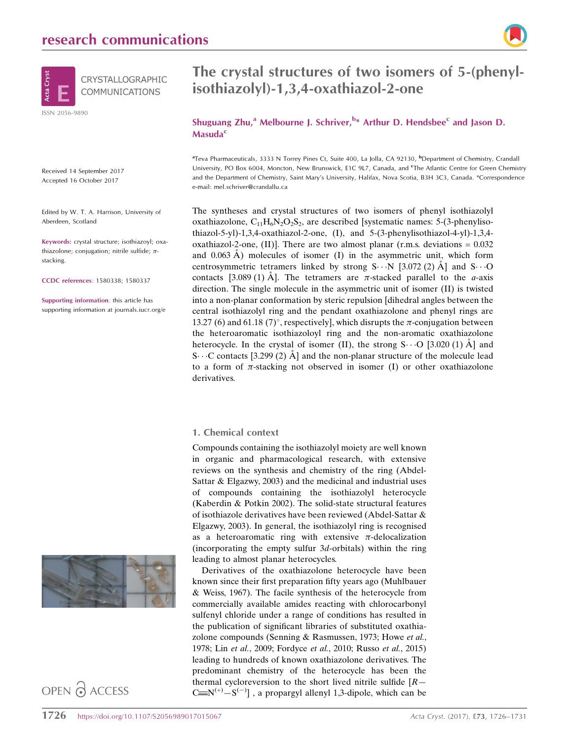# The crystal structures of two isomers of 5-(phenyl-isothiazolyl)-1,3,4-oxathiazol-2-one

**Shuguang Zhu,[a] Melbourne J. Schriver,[b]* Arthur D. Hendsbee[c] and Jason D. Masuda[c]**

[a]Teva Pharmaceuticals, 3333 N Torrey Pines Ct, Suite 400, La Jolla, CA 92130, [b]Department of Chemistry, Crandall University, PO Box 6004, Moncton, New Brunswick, E1C 9L7, Canada, and [c]The Atlantic Centre for Green Chemistry and the Department of Chemistry, Saint Mary's University, Halifax, Nova Scotia, B3H 3C3, Canada. *Correspondence e-mail: mel.schriver@crandallu.ca

CRYSTALLOGRAPHIC COMMUNICATIONS

ISSN 2056-9890

Received 14 September 2017
Accepted 16 October 2017

Edited by W. T. A. Harrison, University of Aberdeen, Scotland

**Keywords:** crystal structure; isothiazolyl; oxathiazolone; conjugation; nitrile sulfide; π-stacking.

**CCDC references**: 1580338; 1580337

**Supporting information**: this article has supporting information at journals.iucr.org/e

OPEN ACCESS

The syntheses and crystal structures of two isomers of phenyl isothiazolyl oxathiazolone, $C_{11}H_6N_2O_2S_2$, are described [systematic names: 5-(3-phenylisothiazol-5-yl)-1,3,4-oxathiazol-2-one, (I), and 5-(3-phenylisothiazol-4-yl)-1,3,4-oxathiazol-2-one, (II)]. There are two almost planar (r.m.s. deviations = 0.032 and 0.063 Å) molecules of isomer (I) in the asymmetric unit, which form centrosymmetric tetramers linked by strong S···N [3.072 (2) Å] and S···O contacts [3.089 (1) Å]. The tetramers are π-stacked parallel to the *a*-axis direction. The single molecule in the asymmetric unit of isomer (II) is twisted into a non-planar conformation by steric repulsion [dihedral angles between the central isothiazolyl ring and the pendant oxathiazolone and phenyl rings are 13.27 (6) and 61.18 (7)°, respectively], which disrupts the π-conjugation between the heteroaromatic isothiazoloyl ring and the non-aromatic oxathiazolone heterocycle. In the crystal of isomer (II), the strong S···O [3.020 (1) Å] and S···C contacts [3.299 (2) Å] and the non-planar structure of the molecule lead to a form of π-stacking not observed in isomer (I) or other oxathiazolone derivatives.

## 1. Chemical context

Compounds containing the isothiazolyl moiety are well known in organic and pharmacological research, with extensive reviews on the synthesis and chemistry of the ring (Abdel-Sattar & Elgazwy, 2003) and the medicinal and industrial uses of compounds containing the isothiazolyl heterocycle (Kaberdin & Potkin 2002). The solid-state structural features of isothiazole derivatives have been reviewed (Abdel-Sattar & Elgazwy, 2003). In general, the isothiazolyl ring is recognised as a heteroaromatic ring with extensive π-delocalization (incorporating the empty sulfur 3*d*-orbitals) within the ring leading to almost planar heterocycles.

Derivatives of the oxathiazolone heterocycle have been known since their first preparation fifty years ago (Muhlbauer & Weiss, 1967). The facile synthesis of the heterocycle from commercially available amides reacting with chlorocarbonyl sulfenyl chloride under a range of conditions has resulted in the publication of significant libraries of substituted oxathiazolone compounds (Senning & Rasmussen, 1973; Howe *et al.*, 1978; Lin *et al.*, 2009; Fordyce *et al.*, 2010; Russo *et al.*, 2015) leading to hundreds of known oxathiazolone derivatives. The predominant chemistry of the heterocycle has been the thermal cycloreversion to the short lived nitrile sulfide [$R-C\equiv N^{(+)}-S^{(-)}$], a propargyl allenyl 1,3-dipole, which can be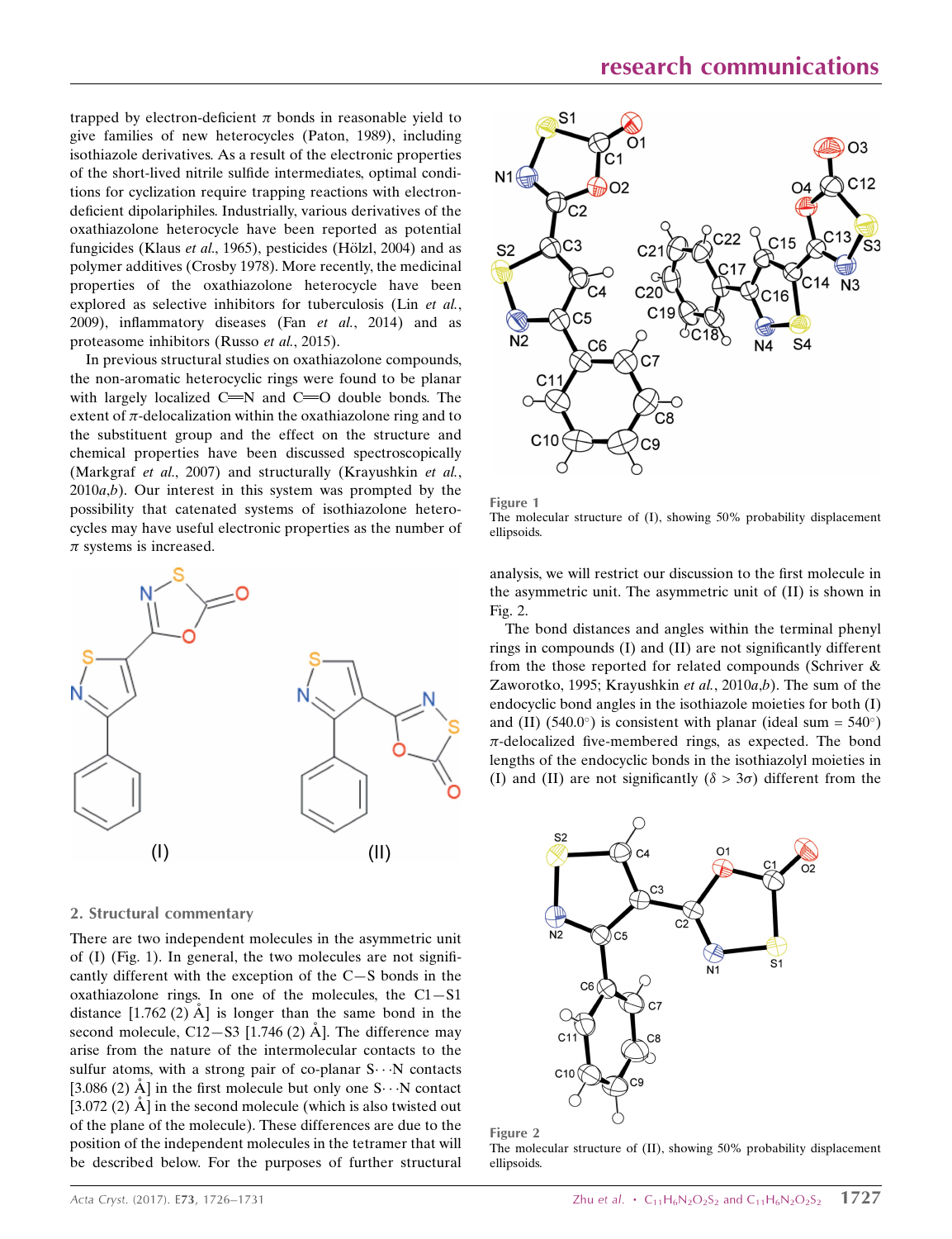trapped by electron-deficient $\pi$ bonds in reasonable yield to give families of new heterocycles (Paton, 1989), including isothiazole derivatives. As a result of the electronic properties of the short-lived nitrile sulfide intermediates, optimal conditions for cyclization require trapping reactions with electron-deficient dipolariphiles. Industrially, various derivatives of the oxathiazolone heterocycle have been reported as potential fungicides (Klaus *et al.*, 1965), pesticides (Hölzl, 2004) and as polymer additives (Crosby 1978). More recently, the medicinal properties of the oxathiazolone heterocycle have been explored as selective inhibitors for tuberculosis (Lin *et al.*, 2009), inflammatory diseases (Fan *et al.*, 2014) and as proteasome inhibitors (Russo *et al.*, 2015).

In previous structural studies on oxathiazolone compounds, the non-aromatic heterocyclic rings were found to be planar with largely localized C=N and C=O double bonds. The extent of $\pi$-delocalization within the oxathiazolone ring and to the substituent group and the effect on the structure and chemical properties have been discussed spectroscopically (Markgraf *et al.*, 2007) and structurally (Krayushkin *et al.*, 2010*a*,*b*). Our interest in this system was prompted by the possibility that catenated systems of isothiazolone heterocycles may have useful electronic properties as the number of $\pi$ systems is increased.

(I) (II)

## 2. Structural commentary

There are two independent molecules in the asymmetric unit of (I) (Fig. 1). In general, the two molecules are not significantly different with the exception of the C—S bonds in the oxathiazolone rings. In one of the molecules, the C1—S1 distance [1.762 (2) Å] is longer than the same bond in the second molecule, C12—S3 [1.746 (2) Å]. The difference may arise from the nature of the intermolecular contacts to the sulfur atoms, with a strong pair of co-planar S⋯N contacts [3.086 (2) Å] in the first molecule but only one S⋯N contact [3.072 (2) Å] in the second molecule (which is also twisted out of the plane of the molecule). These differences are due to the position of the independent molecules in the tetramer that will be described below. For the purposes of further structural analysis, we will restrict our discussion to the first molecule in the asymmetric unit. The asymmetric unit of (II) is shown in Fig. 2.

The bond distances and angles within the terminal phenyl rings in compounds (I) and (II) are not significantly different from the those reported for related compounds (Schriver & Zaworotko, 1995; Krayushkin *et al.*, 2010*a*,*b*). The sum of the endocyclic bond angles in the isothiazole moieties for both (I) and (II) (540.0°) is consistent with planar (ideal sum = 540°) $\pi$-delocalized five-membered rings, as expected. The bond lengths of the endocyclic bonds in the isothiazolyl moieties in (I) and (II) are not significantly ($\delta > 3\sigma$) different from the

**Figure 1**
The molecular structure of (I), showing 50% probability displacement ellipsoids.

**Figure 2**
The molecular structure of (II), showing 50% probability displacement ellipsoids.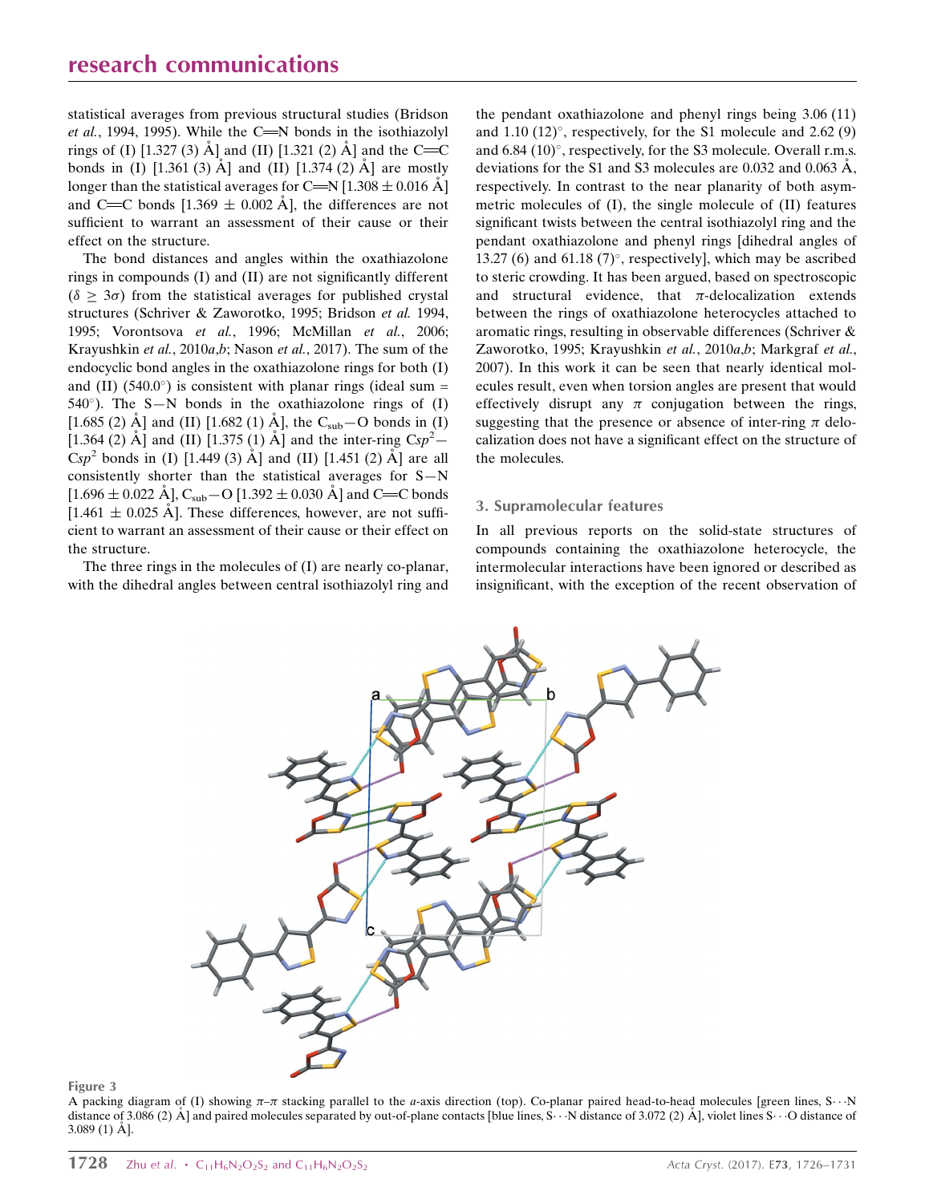statistical averages from previous structural studies (Bridson *et al.*, 1994, 1995). While the C=N bonds in the isothiazolyl rings of (I) [1.327 (3) Å] and (II) [1.321 (2) Å] and the C=C bonds in (I) [1.361 (3) Å] and (II) [1.374 (2) Å] are mostly longer than the statistical averages for C=N [1.308 ± 0.016 Å] and C=C bonds [1.369 ± 0.002 Å], the differences are not sufficient to warrant an assessment of their cause or their effect on the structure.

The bond distances and angles within the oxathiazolone rings in compounds (I) and (II) are not significantly different ($\delta \geq 3\sigma$) from the statistical averages for published crystal structures (Schriver & Zaworotko, 1995; Bridson *et al.* 1994, 1995; Vorontsova *et al.*, 1996; McMillan *et al.*, 2006; Krayushkin *et al.*, 2010*a*,*b*; Nason *et al.*, 2017). The sum of the endocyclic bond angles in the oxathiazolone rings for both (I) and (II) (540.0°) is consistent with planar rings (ideal sum = 540°). The S—N bonds in the oxathiazolone rings of (I) [1.685 (2) Å] and (II) [1.682 (1) Å], the $C_{sub}$—O bonds in (I) [1.364 (2) Å] and (II) [1.375 (1) Å] and the inter-ring $Csp^2$—$Csp^2$ bonds in (I) [1.449 (3) Å] and (II) [1.451 (2) Å] are all consistently shorter than the statistical averages for S—N [1.696 ± 0.022 Å], $C_{sub}$—O [1.392 ± 0.030 Å] and C=C bonds [1.461 ± 0.025 Å]. These differences, however, are not sufficient to warrant an assessment of their cause or their effect on the structure.

The three rings in the molecules of (I) are nearly co-planar, with the dihedral angles between central isothiazolyl ring and the pendant oxathiazolone and phenyl rings being 3.06 (11) and 1.10 (12)°, respectively, for the S1 molecule and 2.62 (9) and 6.84 (10)°, respectively, for the S3 molecule. Overall r.m.s. deviations for the S1 and S3 molecules are 0.032 and 0.063 Å, respectively. In contrast to the near planarity of both asymmetric molecules of (I), the single molecule of (II) features significant twists between the central isothiazolyl ring and the pendant oxathiazolone and phenyl rings [dihedral angles of 13.27 (6) and 61.18 (7)°, respectively], which may be ascribed to steric crowding. It has been argued, based on spectroscopic and structural evidence, that π-delocalization extends between the rings of oxathiazolone heterocycles attached to aromatic rings, resulting in observable differences (Schriver & Zaworotko, 1995; Krayushkin *et al.*, 2010*a*,*b*; Markgraf *et al.*, 2007). In this work it can be seen that nearly identical molecules result, even when torsion angles are present that would effectively disrupt any π conjugation between the rings, suggesting that the presence or absence of inter-ring π delocalization does not have a significant effect on the structure of the molecules.

## 3. Supramolecular features

In all previous reports on the solid-state structures of compounds containing the oxathiazolone heterocycle, the intermolecular interactions have been ignored or described as insignificant, with the exception of the recent observation of

Figure 3
A packing diagram of (I) showing π–π stacking parallel to the *a*-axis direction (top). Co-planar paired head-to-head molecules [green lines, S···N distance of 3.086 (2) Å] and paired molecules separated by out-of-plane contacts [blue lines, S···N distance of 3.072 (2) Å], violet lines S···O distance of 3.089 (1) Å].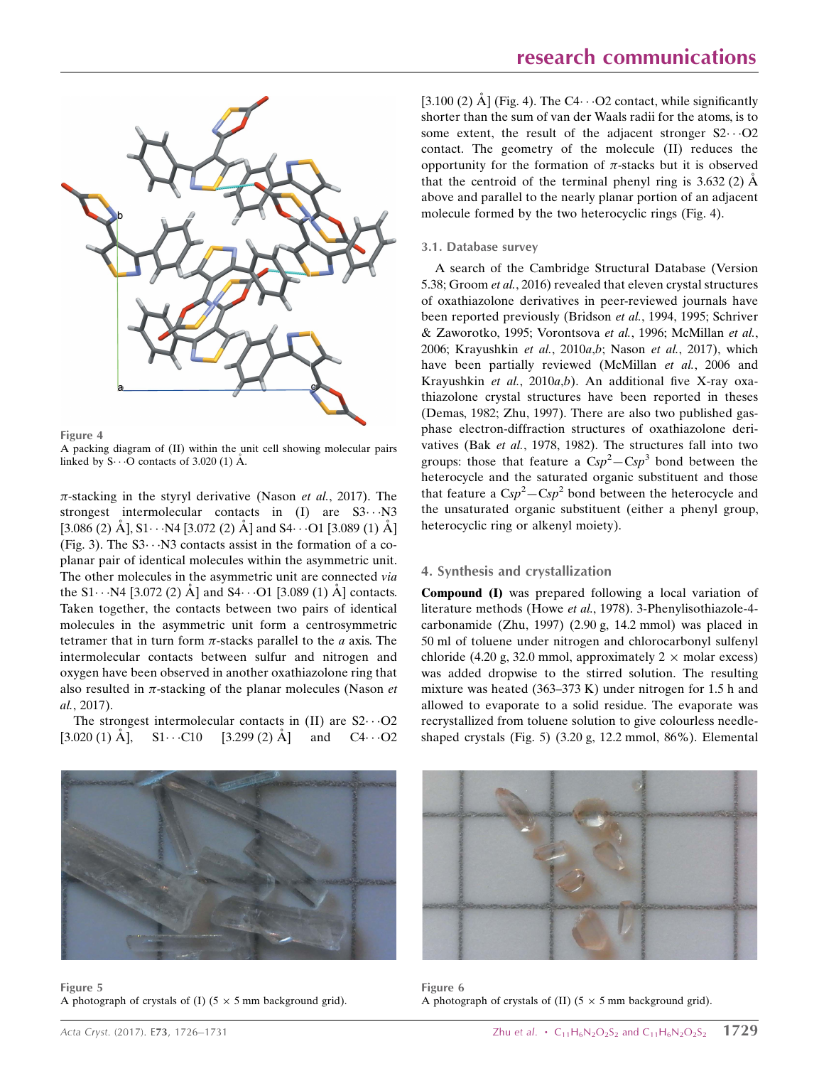Figure 4

A packing diagram of (II) within the unit cell showing molecular pairs linked by S···O contacts of 3.020 (1) Å.

π-stacking in the styryl derivative (Nason *et al.*, 2017). The strongest intermolecular contacts in (I) are S3···N3 [3.086 (2) Å], S1···N4 [3.072 (2) Å] and S4···O1 [3.089 (1) Å] (Fig. 3). The S3···N3 contacts assist in the formation of a co-planar pair of identical molecules within the asymmetric unit. The other molecules in the asymmetric unit are connected *via* the S1···N4 [3.072 (2) Å] and S4···O1 [3.089 (1) Å] contacts. Taken together, the contacts between two pairs of identical molecules in the asymmetric unit form a centrosymmetric tetramer that in turn form π-stacks parallel to the *a* axis. The intermolecular contacts between sulfur and nitrogen and oxygen have been observed in another oxathiazolone ring that also resulted in π-stacking of the planar molecules (Nason *et al.*, 2017).

The strongest intermolecular contacts in (II) are S2···O2 [3.020 (1) Å], S1···C10 [3.299 (2) Å] and C4···O2 [3.100 (2) Å] (Fig. 4). The C4···O2 contact, while significantly shorter than the sum of van der Waals radii for the atoms, is to some extent, the result of the adjacent stronger S2···O2 contact. The geometry of the molecule (II) reduces the opportunity for the formation of π-stacks but it is observed that the centroid of the terminal phenyl ring is 3.632 (2) Å above and parallel to the nearly planar portion of an adjacent molecule formed by the two heterocyclic rings (Fig. 4).

### 3.1. Database survey

A search of the Cambridge Structural Database (Version 5.38; Groom *et al.*, 2016) revealed that eleven crystal structures of oxathiazolone derivatives in peer-reviewed journals have been reported previously (Bridson *et al.*, 1994, 1995; Schriver & Zaworotko, 1995; Vorontsova *et al.*, 1996; McMillan *et al.*, 2006; Krayushkin *et al.*, 2010*a*,*b*; Nason *et al.*, 2017), which have been partially reviewed (McMillan *et al.*, 2006 and Krayushkin *et al.*, 2010*a*,*b*). An additional five X-ray oxathiazolone crystal structures have been reported in theses (Demas, 1982; Zhu, 1997). There are also two published gas-phase electron-diffraction structures of oxathiazolone derivatives (Bak *et al.*, 1978, 1982). The structures fall into two groups: those that feature a C$sp^2$—C$sp^3$ bond between the heterocycle and the saturated organic substituent and those that feature a C$sp^2$—C$sp^2$ bond between the heterocycle and the unsaturated organic substituent (either a phenyl group, heterocyclic ring or alkenyl moiety).

## 4. Synthesis and crystallization

**Compound (I)** was prepared following a local variation of literature methods (Howe *et al.*, 1978). 3-Phenylisothiazole-4-carbonamide (Zhu, 1997) (2.90 g, 14.2 mmol) was placed in 50 ml of toluene under nitrogen and chlorocarbonyl sulfenyl chloride (4.20 g, 32.0 mmol, approximately 2 × molar excess) was added dropwise to the stirred solution. The resulting mixture was heated (363–373 K) under nitrogen for 1.5 h and allowed to evaporate to a solid residue. The evaporate was recrystallized from toluene solution to give colourless needle-shaped crystals (Fig. 5) (3.20 g, 12.2 mmol, 86%). Elemental

Figure 5

A photograph of crystals of (I) (5 × 5 mm background grid).

Figure 6

A photograph of crystals of (II) (5 × 5 mm background grid).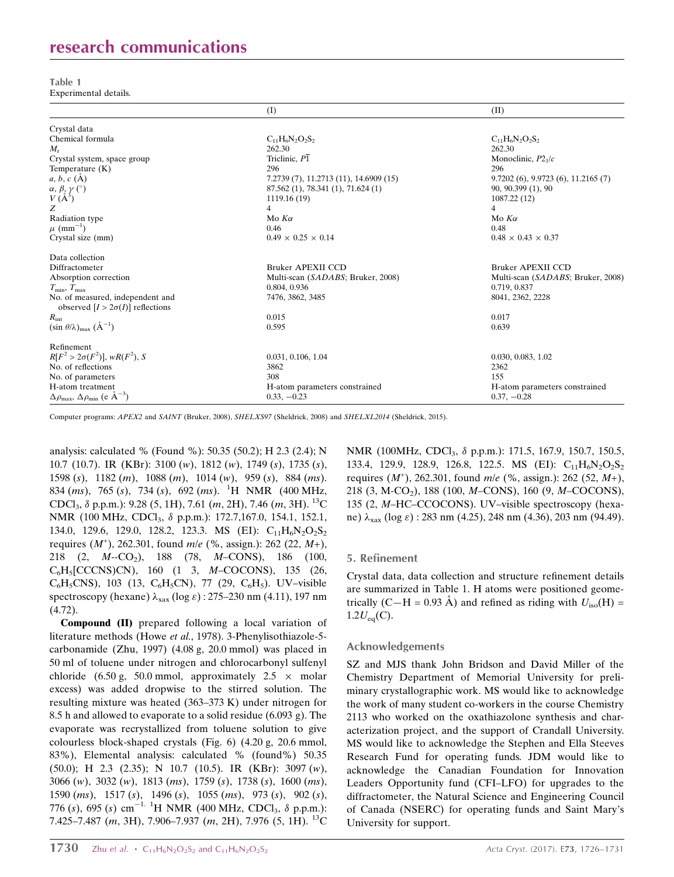**Table 1**
Experimental details.

| | (I) | (II) |
|---|---|---|
| Crystal data | | |
| Chemical formula | $C_{11}H_6N_2O_2S_2$ | $C_{11}H_6N_2O_2S_2$ |
| $M_r$ | 262.30 | 262.30 |
| Crystal system, space group | Triclinic, $P\overline{1}$ | Monoclinic, $P2_1/c$ |
| Temperature (K) | 296 | 296 |
| $a$, $b$, $c$ (Å) | 7.2739 (7), 11.2713 (11), 14.6909 (15) | 9.7202 (6), 9.9723 (6), 11.2165 (7) |
| $\alpha$, $\beta$, $\gamma$ (°) | 87.562 (1), 78.341 (1), 71.624 (1) | 90, 90.399 (1), 90 |
| $V$ (Å$^3$) | 1119.16 (19) | 1087.22 (12) |
| $Z$ | 4 | 4 |
| Radiation type | Mo $K\alpha$ | Mo $K\alpha$ |
| $\mu$ (mm$^{-1}$) | 0.46 | 0.48 |
| Crystal size (mm) | 0.49 × 0.25 × 0.14 | 0.48 × 0.43 × 0.37 |
| Data collection | | |
| Diffractometer | Bruker APEXII CCD | Bruker APEXII CCD |
| Absorption correction | Multi-scan (*SADABS*; Bruker, 2008) | Multi-scan (*SADABS*; Bruker, 2008) |
| $T_{min}$, $T_{max}$ | 0.804, 0.936 | 0.719, 0.837 |
| No. of measured, independent and observed [$I > 2\sigma(I)$] reflections | 7476, 3862, 3485 | 8041, 2362, 2228 |
| $R_{int}$ | 0.015 | 0.017 |
| $(\sin \theta/\lambda)_{max}$ (Å$^{-1}$) | 0.595 | 0.639 |
| Refinement | | |
| $R[F^2 > 2\sigma(F^2)]$, $wR(F^2)$, $S$ | 0.031, 0.106, 1.04 | 0.030, 0.083, 1.02 |
| No. of reflections | 3862 | 2362 |
| No. of parameters | 308 | 155 |
| H-atom treatment | H-atom parameters constrained | H-atom parameters constrained |
| $\Delta\rho_{max}$, $\Delta\rho_{min}$ (e Å$^{-3}$) | 0.33, −0.23 | 0.37, −0.28 |

Computer programs: *APEX2* and *SAINT* (Bruker, 2008), *SHELXS97* (Sheldrick, 2008) and *SHELXL2014* (Sheldrick, 2015).

analysis: calculated % (Found %): 50.35 (50.2); H 2.3 (2.4); N 10.7 (10.7). IR (KBr): 3100 (*w*), 1812 (*w*), 1749 (*s*), 1735 (*s*), 1598 (*s*), 1182 (*m*), 1088 (*m*), 1014 (*w*), 959 (*s*), 884 (*ms*). 834 (*ms*), 765 (*s*), 734 (*s*), 692 (*ms*). $^1$H NMR (400 MHz, $CDCl_3$, $\delta$ p.p.m.): 9.28 (5, 1H), 7.61 (*m*, 2H), 7.46 (*m*, 3H). $^{13}$C NMR (100 MHz, $CDCl_3$, $\delta$ p.p.m.): 172.7,167.0, 154.1, 152.1, 134.0, 129.6, 129.0, 128.2, 123.3. MS (EI): $C_{11}H_6N_2O_2S_2$ requires ($M^+$), 262.301, found *m*/*e* (%, assign.): 262 (22, *M*+), 218 (2, *M*--$CO_2$), 188 (78, *M*–CONS), 186 (100, $C_6H_5$[CCCNS)CN), 160 (1 3, *M*–COCONS), 135 (26, $C_6H_5$CNS), 103 (13, $C_6H_5$CN), 77 (29, $C_6H_5$). UV–visible spectroscopy (hexane) $\lambda_{xax}$ (log $\varepsilon$) : 275–230 nm (4.11), 197 nm (4.72).

**Compound (II)** prepared following a local variation of literature methods (Howe *et al.*, 1978). 3-Phenylisothiazole-5-carbonamide (Zhu, 1997) (4.08 g, 20.0 mmol) was placed in 50 ml of toluene under nitrogen and chlorocarbonyl sulfenyl chloride (6.50 g, 50.0 mmol, approximately 2.5 × molar excess) was added dropwise to the stirred solution. The resulting mixture was heated (363–373 K) under nitrogen for 8.5 h and allowed to evaporate to a solid residue (6.093 g). The evaporate was recrystallized from toluene solution to give colourless block-shaped crystals (Fig. 6) (4.20 g, 20.6 mmol, 83%), Elemental analysis: calculated % (found%) 50.35 (50.0); H 2.3 (2.35); N 10.7 (10.5). IR (KBr): 3097 (*w*), 3066 (*w*), 3032 (*w*), 1813 (*ms*), 1759 (*s*), 1738 (*s*), 1600 (*ms*), 1590 (*ms*), 1517 (*s*), 1496 (*s*), 1055 (*ms*), 973 (*s*), 902 (*s*), 776 (*s*), 695 (*s*) cm$^{-1.}$ $^1$H NMR (400 MHz, $CDCl_3$, $\delta$ p.p.m.): 7.425–7.487 (*m*, 3H), 7.906–7.937 (*m*, 2H), 7.976 (5, 1H). $^{13}$C NMR (100MHz, $CDCl_3$, $\delta$ p.p.m.): 171.5, 167.9, 150.7, 150.5, 133.4, 129.9, 128.9, 126.8, 122.5. MS (EI): $C_{11}H_6N_2O_2S_2$ requires ($M^+$), 262.301, found *m*/*e* (%, assign.): 262 (52, *M*+), 218 (3, M-$CO_2$), 188 (100, *M*–CONS), 160 (9, *M*–COCONS), 135 (2, *M*–HC–CCOCONS). UV–visible spectroscopy (hexane) $\lambda_{xax}$ (log $\varepsilon$) : 283 nm (4.25), 248 nm (4.36), 203 nm (94.49).

## 5. Refinement

Crystal data, data collection and structure refinement details are summarized in Table 1. H atoms were positioned geometrically (C—H = 0.93 Å) and refined as riding with $U_{iso}$(H) = 1.2$U_{eq}$(C).

## Acknowledgements

SZ and MJS thank John Bridson and David Miller of the Chemistry Department of Memorial University for preliminary crystallographic work. MS would like to acknowledge the work of many student co-workers in the course Chemistry 2113 who worked on the oxathiazolone synthesis and characterization project, and the support of Crandall University. MS would like to acknowledge the Stephen and Ella Steeves Research Fund for operating funds. JDM would like to acknowledge the Canadian Foundation for Innovation Leaders Opportunity fund (CFI–LFO) for upgrades to the diffractometer, the Natural Science and Engineering Council of Canada (NSERC) for operating funds and Saint Mary's University for support.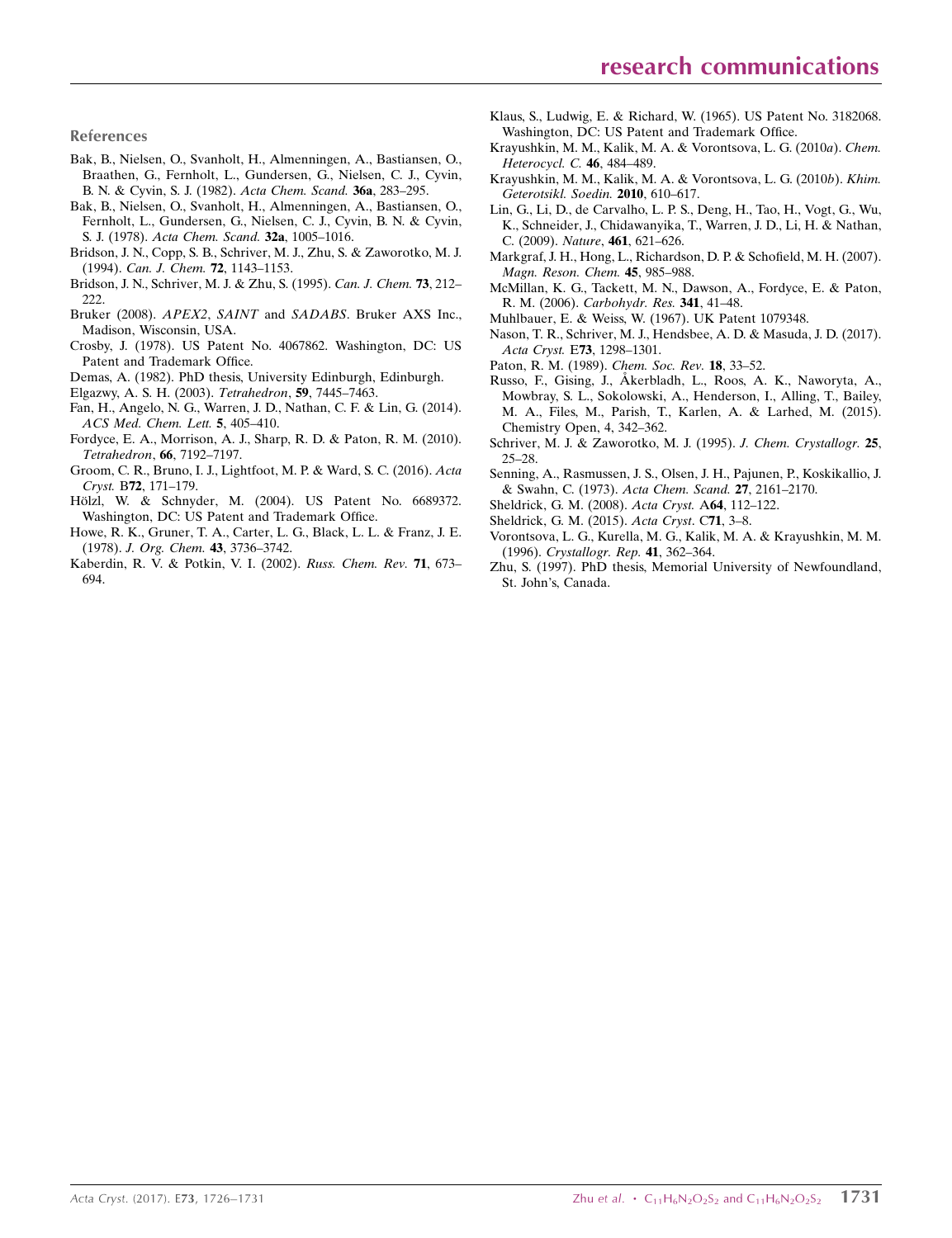## References

Bak, B., Nielsen, O., Svanholt, H., Almenningen, A., Bastiansen, O., Braathen, G., Fernholt, L., Gundersen, G., Nielsen, C. J., Cyvin, B. N. & Cyvin, S. J. (1982). *Acta Chem. Scand.* **36a**, 283–295.

Bak, B., Nielsen, O., Svanholt, H., Almenningen, A., Bastiansen, O., Fernholt, L., Gundersen, G., Nielsen, C. J., Cyvin, B. N. & Cyvin, S. J. (1978). *Acta Chem. Scand.* **32a**, 1005–1016.

Bridson, J. N., Copp, S. B., Schriver, M. J., Zhu, S. & Zaworotko, M. J. (1994). *Can. J. Chem.* **72**, 1143–1153.

Bridson, J. N., Schriver, M. J. & Zhu, S. (1995). *Can. J. Chem.* **73**, 212–222.

Bruker (2008). *APEX2*, *SAINT* and *SADABS*. Bruker AXS Inc., Madison, Wisconsin, USA.

Crosby, J. (1978). US Patent No. 4067862. Washington, DC: US Patent and Trademark Office.

Demas, A. (1982). PhD thesis, University Edinburgh, Edinburgh.

Elgazwy, A. S. H. (2003). *Tetrahedron*, **59**, 7445–7463.

Fan, H., Angelo, N. G., Warren, J. D., Nathan, C. F. & Lin, G. (2014). *ACS Med. Chem. Lett.* **5**, 405–410.

Fordyce, E. A., Morrison, A. J., Sharp, R. D. & Paton, R. M. (2010). *Tetrahedron*, **66**, 7192–7197.

Groom, C. R., Bruno, I. J., Lightfoot, M. P. & Ward, S. C. (2016). *Acta Cryst.* B**72**, 171–179.

Hölzl, W. & Schnyder, M. (2004). US Patent No. 6689372. Washington, DC: US Patent and Trademark Office.

Howe, R. K., Gruner, T. A., Carter, L. G., Black, L. L. & Franz, J. E. (1978). *J. Org. Chem.* **43**, 3736–3742.

Kaberdin, R. V. & Potkin, V. I. (2002). *Russ. Chem. Rev.* **71**, 673–694.

Klaus, S., Ludwig, E. & Richard, W. (1965). US Patent No. 3182068. Washington, DC: US Patent and Trademark Office.

Krayushkin, M. M., Kalik, M. A. & Vorontsova, L. G. (2010*a*). *Chem. Heterocycl. C.* **46**, 484–489.

Krayushkin, M. M., Kalik, M. A. & Vorontsova, L. G. (2010*b*). *Khim. Geterotsikl. Soedin.* **2010**, 610–617.

Lin, G., Li, D., de Carvalho, L. P. S., Deng, H., Tao, H., Vogt, G., Wu, K., Schneider, J., Chidawanyika, T., Warren, J. D., Li, H. & Nathan, C. (2009). *Nature*, **461**, 621–626.

Markgraf, J. H., Hong, L., Richardson, D. P. & Schofield, M. H. (2007). *Magn. Reson. Chem.* **45**, 985–988.

McMillan, K. G., Tackett, M. N., Dawson, A., Fordyce, E. & Paton, R. M. (2006). *Carbohydr. Res.* **341**, 41–48.

Muhlbauer, E. & Weiss, W. (1967). UK Patent 1079348.

Nason, T. R., Schriver, M. J., Hendsbee, A. D. & Masuda, J. D. (2017). *Acta Cryst.* E**73**, 1298–1301.

Paton, R. M. (1989). *Chem. Soc. Rev.* **18**, 33–52.

Russo, F., Gising, J., Åkerbladh, L., Roos, A. K., Naworyta, A., Mowbray, S. L., Sokolowski, A., Henderson, I., Alling, T., Bailey, M. A., Files, M., Parish, T., Karlen, A. & Larhed, M. (2015). Chemistry Open, 4, 342–362.

Schriver, M. J. & Zaworotko, M. J. (1995). *J. Chem. Crystallogr.* **25**, 25–28.

Senning, A., Rasmussen, J. S., Olsen, J. H., Pajunen, P., Koskikallio, J. & Swahn, C. (1973). *Acta Chem. Scand.* **27**, 2161–2170.

Sheldrick, G. M. (2008). *Acta Cryst.* A**64**, 112–122.

Sheldrick, G. M. (2015). *Acta Cryst.* C**71**, 3–8.

Vorontsova, L. G., Kurella, M. G., Kalik, M. A. & Krayushkin, M. M. (1996). *Crystallogr. Rep.* **41**, 362–364.

Zhu, S. (1997). PhD thesis, Memorial University of Newfoundland, St. John's, Canada.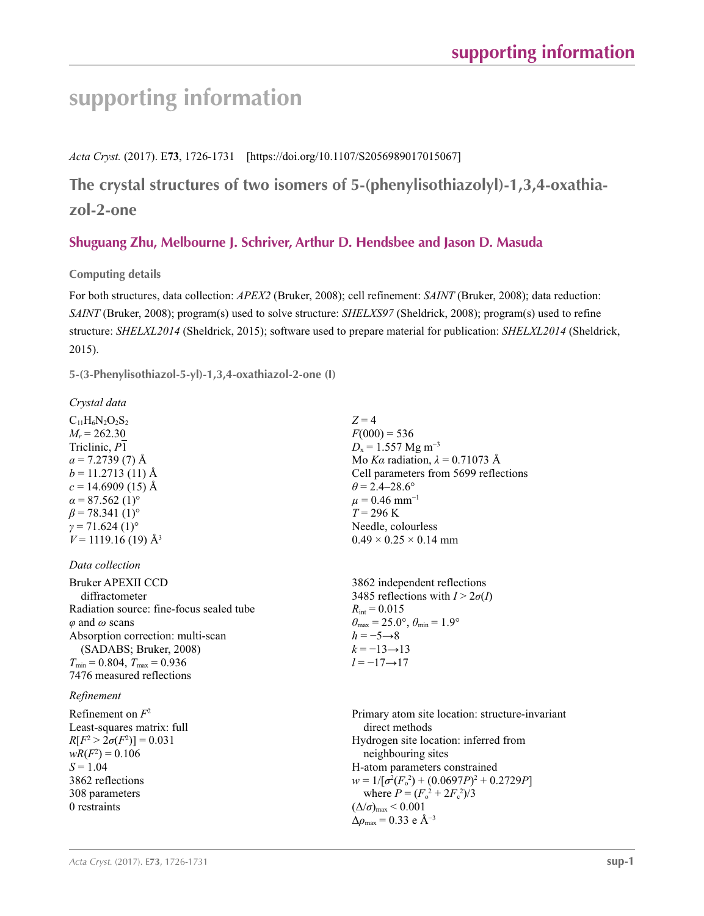# supporting information

*Acta Cryst.* (2017). E**73**, 1726-1731 [https://doi.org/10.1107/S2056989017015067]

## The crystal structures of two isomers of 5-(phenylisothiazolyl)-1,3,4-oxathiazol-2-one

**Shuguang Zhu, Melbourne J. Schriver, Arthur D. Hendsbee and Jason D. Masuda**

### Computing details

For both structures, data collection: *APEX2* (Bruker, 2008); cell refinement: *SAINT* (Bruker, 2008); data reduction: *SAINT* (Bruker, 2008); program(s) used to solve structure: *SHELXS97* (Sheldrick, 2008); program(s) used to refine structure: *SHELXL2014* (Sheldrick, 2015); software used to prepare material for publication: *SHELXL2014* (Sheldrick, 2015).

### 5-(3-Phenylisothiazol-5-yl)-1,3,4-oxathiazol-2-one (I)

*Crystal data*

$C_{11}H_6N_2O_2S_2$
$M_r = 262.30$
Triclinic, $P\overline{1}$
$a = 7.2739$ (7) Å
$b = 11.2713$ (11) Å
$c = 14.6909$ (15) Å
$\alpha = 87.562$ (1)°
$\beta = 78.341$ (1)°
$\gamma = 71.624$ (1)°
$V = 1119.16$ (19) Å$^3$
$Z = 4$
$F(000) = 536$
$D_x = 1.557$ Mg m$^{-3}$
Mo $K\alpha$ radiation, $\lambda = 0.71073$ Å
Cell parameters from 5699 reflections
$\theta = 2.4$–28.6°
$\mu = 0.46$ mm$^{-1}$
$T = 296$ K
Needle, colourless
0.49 × 0.25 × 0.14 mm

*Data collection*

Bruker APEXII CCD diffractometer
Radiation source: fine-focus sealed tube
$\varphi$ and $\omega$ scans
Absorption correction: multi-scan (SADABS; Bruker, 2008)
$T_{min} = 0.804$, $T_{max} = 0.936$
7476 measured reflections
3862 independent reflections
3485 reflections with $I > 2\sigma(I)$
$R_{int} = 0.015$
$\theta_{max} = 25.0°$, $\theta_{min} = 1.9°$
$h = -5 \rightarrow 8$
$k = -13 \rightarrow 13$
$l = -17 \rightarrow 17$

*Refinement*

Refinement on $F^2$
Least-squares matrix: full
$R[F^2 > 2\sigma(F^2)] = 0.031$
$wR(F^2) = 0.106$
$S = 1.04$
3862 reflections
308 parameters
0 restraints
Primary atom site location: structure-invariant direct methods
Hydrogen site location: inferred from neighbouring sites
H-atom parameters constrained
$w = 1/[\sigma^2(F_o^2) + (0.0697P)^2 + 0.2729P]$ where $P = (F_o^2 + 2F_c^2)/3$
$(\Delta/\sigma)_{max} < 0.001$
$\Delta\rho_{max} = 0.33$ e Å$^{-3}$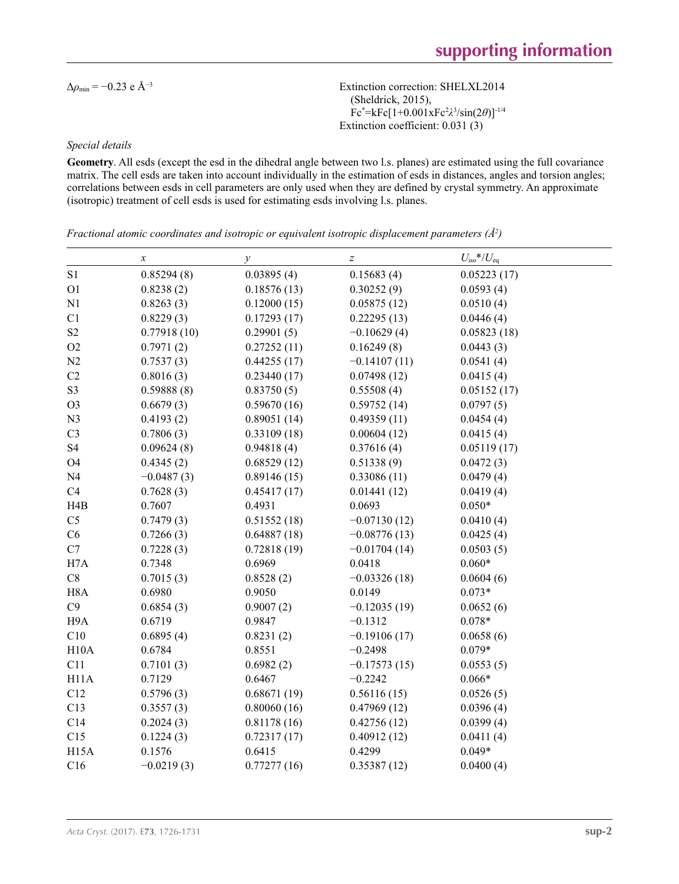$\Delta\rho_{min} = -0.23$ e Å$^{-3}$

Extinction correction: SHELXL2014 (Sheldrick, 2015), $Fc^*=kFc[1+0.001xFc^2\lambda^3/\sin(2\theta)]^{-1/4}$

Extinction coefficient: 0.031 (3)

*Special details*

**Geometry**. All esds (except the esd in the dihedral angle between two l.s. planes) are estimated using the full covariance matrix. The cell esds are taken into account individually in the estimation of esds in distances, angles and torsion angles; correlations between esds in cell parameters are only used when they are defined by crystal symmetry. An approximate (isotropic) treatment of cell esds is used for estimating esds involving l.s. planes.

*Fractional atomic coordinates and isotropic or equivalent isotropic displacement parameters (Å$^2$)*

| | $x$ | $y$ | $z$ | $U_{iso}$*/$U_{eq}$ |
|---|---|---|---|---|
| S1 | 0.85294 (8) | 0.03895 (4) | 0.15683 (4) | 0.05223 (17) |
| O1 | 0.8238 (2) | 0.18576 (13) | 0.30252 (9) | 0.0593 (4) |
| N1 | 0.8263 (3) | 0.12000 (15) | 0.05875 (12) | 0.0510 (4) |
| C1 | 0.8229 (3) | 0.17293 (17) | 0.22295 (13) | 0.0446 (4) |
| S2 | 0.77918 (10) | 0.29901 (5) | −0.10629 (4) | 0.05823 (18) |
| O2 | 0.7971 (2) | 0.27252 (11) | 0.16249 (8) | 0.0443 (3) |
| N2 | 0.7537 (3) | 0.44255 (17) | −0.14107 (11) | 0.0541 (4) |
| C2 | 0.8016 (3) | 0.23440 (17) | 0.07498 (12) | 0.0415 (4) |
| S3 | 0.59888 (8) | 0.83750 (5) | 0.55508 (4) | 0.05152 (17) |
| O3 | 0.6679 (3) | 0.59670 (16) | 0.59752 (14) | 0.0797 (5) |
| N3 | 0.4193 (2) | 0.89051 (14) | 0.49359 (11) | 0.0454 (4) |
| C3 | 0.7806 (3) | 0.33109 (18) | 0.00604 (12) | 0.0415 (4) |
| S4 | 0.09624 (8) | 0.94818 (4) | 0.37616 (4) | 0.05119 (17) |
| O4 | 0.4345 (2) | 0.68529 (12) | 0.51338 (9) | 0.0472 (3) |
| N4 | −0.0487 (3) | 0.89146 (15) | 0.33086 (11) | 0.0479 (4) |
| C4 | 0.7628 (3) | 0.45417 (17) | 0.01441 (12) | 0.0419 (4) |
| H4B | 0.7607 | 0.4931 | 0.0693 | 0.050* |
| C5 | 0.7479 (3) | 0.51552 (18) | −0.07130 (12) | 0.0410 (4) |
| C6 | 0.7266 (3) | 0.64887 (18) | −0.08776 (13) | 0.0425 (4) |
| C7 | 0.7228 (3) | 0.72818 (19) | −0.01704 (14) | 0.0503 (5) |
| H7A | 0.7348 | 0.6969 | 0.0418 | 0.060* |
| C8 | 0.7015 (3) | 0.8528 (2) | −0.03326 (18) | 0.0604 (6) |
| H8A | 0.6980 | 0.9050 | 0.0149 | 0.073* |
| C9 | 0.6854 (3) | 0.9007 (2) | −0.12035 (19) | 0.0652 (6) |
| H9A | 0.6719 | 0.9847 | −0.1312 | 0.078* |
| C10 | 0.6895 (4) | 0.8231 (2) | −0.19106 (17) | 0.0658 (6) |
| H10A | 0.6784 | 0.8551 | −0.2498 | 0.079* |
| C11 | 0.7101 (3) | 0.6982 (2) | −0.17573 (15) | 0.0553 (5) |
| H11A | 0.7129 | 0.6467 | −0.2242 | 0.066* |
| C12 | 0.5796 (3) | 0.68671 (19) | 0.56116 (15) | 0.0526 (5) |
| C13 | 0.3557 (3) | 0.80060 (16) | 0.47969 (12) | 0.0396 (4) |
| C14 | 0.2024 (3) | 0.81178 (16) | 0.42756 (12) | 0.0399 (4) |
| C15 | 0.1224 (3) | 0.72317 (17) | 0.40912 (12) | 0.0411 (4) |
| H15A | 0.1576 | 0.6415 | 0.4299 | 0.049* |
| C16 | −0.0219 (3) | 0.77277 (16) | 0.35387 (12) | 0.0400 (4) |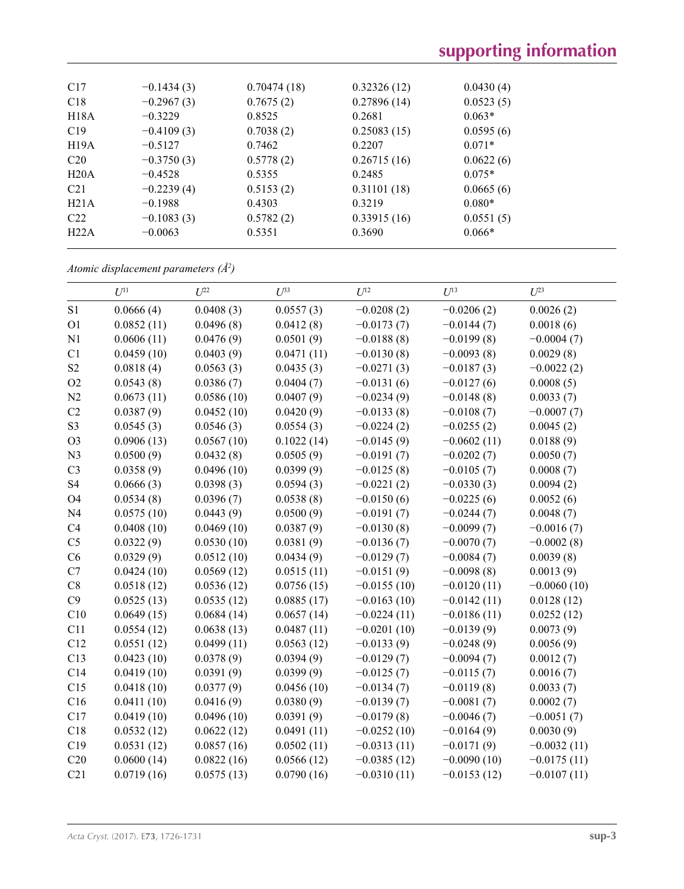| | | | | |
|---|---|---|---|---|
| C17 | −0.1434 (3) | 0.70474 (18) | 0.32326 (12) | 0.0430 (4) |
| C18 | −0.2967 (3) | 0.7675 (2) | 0.27896 (14) | 0.0523 (5) |
| H18A | −0.3229 | 0.8525 | 0.2681 | 0.063* |
| C19 | −0.4109 (3) | 0.7038 (2) | 0.25083 (15) | 0.0595 (6) |
| H19A | −0.5127 | 0.7462 | 0.2207 | 0.071* |
| C20 | −0.3750 (3) | 0.5778 (2) | 0.26715 (16) | 0.0622 (6) |
| H20A | −0.4528 | 0.5355 | 0.2485 | 0.075* |
| C21 | −0.2239 (4) | 0.5153 (2) | 0.31101 (18) | 0.0665 (6) |
| H21A | −0.1988 | 0.4303 | 0.3219 | 0.080* |
| C22 | −0.1083 (3) | 0.5782 (2) | 0.33915 (16) | 0.0551 (5) |
| H22A | −0.0063 | 0.5351 | 0.3690 | 0.066* |

*Atomic displacement parameters (Å²)*

| | $U^{11}$ | $U^{22}$ | $U^{33}$ | $U^{12}$ | $U^{13}$ | $U^{23}$ |
|---|---|---|---|---|---|---|
| S1 | 0.0666 (4) | 0.0408 (3) | 0.0557 (3) | −0.0208 (2) | −0.0206 (2) | 0.0026 (2) |
| O1 | 0.0852 (11) | 0.0496 (8) | 0.0412 (8) | −0.0173 (7) | −0.0144 (7) | 0.0018 (6) |
| N1 | 0.0606 (11) | 0.0476 (9) | 0.0501 (9) | −0.0188 (8) | −0.0199 (8) | −0.0004 (7) |
| C1 | 0.0459 (10) | 0.0403 (9) | 0.0471 (11) | −0.0130 (8) | −0.0093 (8) | 0.0029 (8) |
| S2 | 0.0818 (4) | 0.0563 (3) | 0.0435 (3) | −0.0271 (3) | −0.0187 (3) | −0.0022 (2) |
| O2 | 0.0543 (8) | 0.0386 (7) | 0.0404 (7) | −0.0131 (6) | −0.0127 (6) | 0.0008 (5) |
| N2 | 0.0673 (11) | 0.0586 (10) | 0.0407 (9) | −0.0234 (9) | −0.0148 (8) | 0.0033 (7) |
| C2 | 0.0387 (9) | 0.0452 (10) | 0.0420 (9) | −0.0133 (8) | −0.0108 (7) | −0.0007 (7) |
| S3 | 0.0545 (3) | 0.0546 (3) | 0.0554 (3) | −0.0224 (2) | −0.0255 (2) | 0.0045 (2) |
| O3 | 0.0906 (13) | 0.0567 (10) | 0.1022 (14) | −0.0145 (9) | −0.0602 (11) | 0.0188 (9) |
| N3 | 0.0500 (9) | 0.0432 (8) | 0.0505 (9) | −0.0191 (7) | −0.0202 (7) | 0.0050 (7) |
| C3 | 0.0358 (9) | 0.0496 (10) | 0.0399 (9) | −0.0125 (8) | −0.0105 (7) | 0.0008 (7) |
| S4 | 0.0666 (3) | 0.0398 (3) | 0.0594 (3) | −0.0221 (2) | −0.0330 (3) | 0.0094 (2) |
| O4 | 0.0534 (8) | 0.0396 (7) | 0.0538 (8) | −0.0150 (6) | −0.0225 (6) | 0.0052 (6) |
| N4 | 0.0575 (10) | 0.0443 (9) | 0.0500 (9) | −0.0191 (7) | −0.0244 (7) | 0.0048 (7) |
| C4 | 0.0408 (10) | 0.0469 (10) | 0.0387 (9) | −0.0130 (8) | −0.0099 (7) | −0.0016 (7) |
| C5 | 0.0322 (9) | 0.0530 (10) | 0.0381 (9) | −0.0136 (7) | −0.0070 (7) | −0.0002 (8) |
| C6 | 0.0329 (9) | 0.0512 (10) | 0.0434 (9) | −0.0129 (7) | −0.0084 (7) | 0.0039 (8) |
| C7 | 0.0424 (10) | 0.0569 (12) | 0.0515 (11) | −0.0151 (9) | −0.0098 (8) | 0.0013 (9) |
| C8 | 0.0518 (12) | 0.0536 (12) | 0.0756 (15) | −0.0155 (10) | −0.0120 (11) | −0.0060 (10) |
| C9 | 0.0525 (13) | 0.0535 (12) | 0.0885 (17) | −0.0163 (10) | −0.0142 (11) | 0.0128 (12) |
| C10 | 0.0649 (15) | 0.0684 (14) | 0.0657 (14) | −0.0224 (11) | −0.0186 (11) | 0.0252 (12) |
| C11 | 0.0554 (12) | 0.0638 (13) | 0.0487 (11) | −0.0201 (10) | −0.0139 (9) | 0.0073 (9) |
| C12 | 0.0551 (12) | 0.0499 (11) | 0.0563 (12) | −0.0133 (9) | −0.0248 (9) | 0.0056 (9) |
| C13 | 0.0423 (10) | 0.0378 (9) | 0.0394 (9) | −0.0129 (7) | −0.0094 (7) | 0.0012 (7) |
| C14 | 0.0419 (10) | 0.0391 (9) | 0.0399 (9) | −0.0125 (7) | −0.0115 (7) | 0.0016 (7) |
| C15 | 0.0418 (10) | 0.0377 (9) | 0.0456 (10) | −0.0134 (7) | −0.0119 (8) | 0.0033 (7) |
| C16 | 0.0411 (10) | 0.0416 (9) | 0.0380 (9) | −0.0139 (7) | −0.0081 (7) | 0.0002 (7) |
| C17 | 0.0419 (10) | 0.0496 (10) | 0.0391 (9) | −0.0179 (8) | −0.0046 (7) | −0.0051 (7) |
| C18 | 0.0532 (12) | 0.0622 (12) | 0.0491 (11) | −0.0252 (10) | −0.0164 (9) | 0.0030 (9) |
| C19 | 0.0531 (12) | 0.0857 (16) | 0.0502 (11) | −0.0313 (11) | −0.0171 (9) | −0.0032 (11) |
| C20 | 0.0600 (14) | 0.0822 (16) | 0.0566 (12) | −0.0385 (12) | −0.0090 (10) | −0.0175 (11) |
| C21 | 0.0719 (16) | 0.0575 (13) | 0.0790 (16) | −0.0310 (11) | −0.0153 (12) | −0.0107 (11) |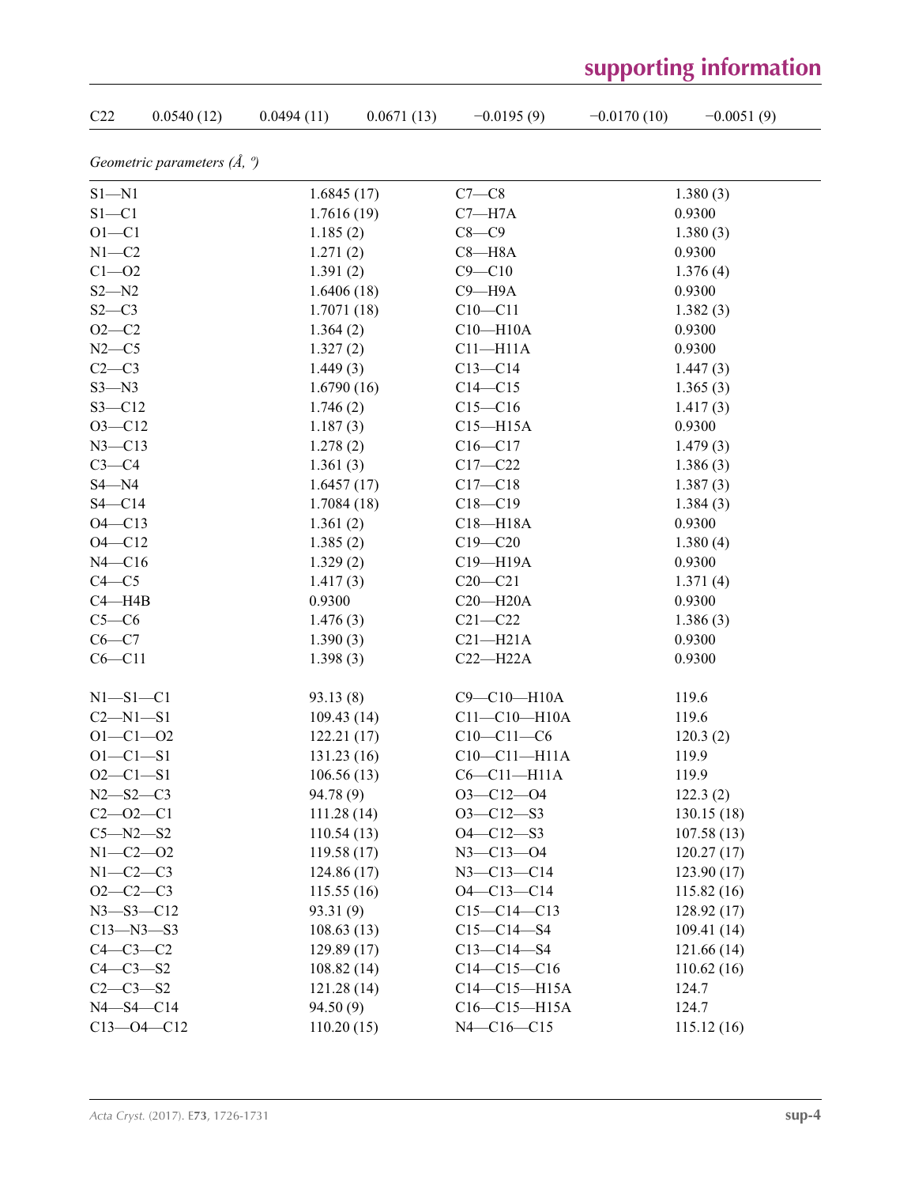| C22 | 0.0540 (12) | 0.0494 (11) | 0.0671 (13) | −0.0195 (9) | −0.0170 (10) | −0.0051 (9) |
|---|---|---|---|---|---|---|

*Geometric parameters (Å, º)*

| | | | |
|---|---|---|---|
| S1—N1 | 1.6845 (17) | C7—C8 | 1.380 (3) |
| S1—C1 | 1.7616 (19) | C7—H7A | 0.9300 |
| O1—C1 | 1.185 (2) | C8—C9 | 1.380 (3) |
| N1—C2 | 1.271 (2) | C8—H8A | 0.9300 |
| C1—O2 | 1.391 (2) | C9—C10 | 1.376 (4) |
| S2—N2 | 1.6406 (18) | C9—H9A | 0.9300 |
| S2—C3 | 1.7071 (18) | C10—C11 | 1.382 (3) |
| O2—C2 | 1.364 (2) | C10—H10A | 0.9300 |
| N2—C5 | 1.327 (2) | C11—H11A | 0.9300 |
| C2—C3 | 1.449 (3) | C13—C14 | 1.447 (3) |
| S3—N3 | 1.6790 (16) | C14—C15 | 1.365 (3) |
| S3—C12 | 1.746 (2) | C15—C16 | 1.417 (3) |
| O3—C12 | 1.187 (3) | C15—H15A | 0.9300 |
| N3—C13 | 1.278 (2) | C16—C17 | 1.479 (3) |
| C3—C4 | 1.361 (3) | C17—C22 | 1.386 (3) |
| S4—N4 | 1.6457 (17) | C17—C18 | 1.387 (3) |
| S4—C14 | 1.7084 (18) | C18—C19 | 1.384 (3) |
| O4—C13 | 1.361 (2) | C18—H18A | 0.9300 |
| O4—C12 | 1.385 (2) | C19—C20 | 1.380 (4) |
| N4—C16 | 1.329 (2) | C19—H19A | 0.9300 |
| C4—C5 | 1.417 (3) | C20—C21 | 1.371 (4) |
| C4—H4B | 0.9300 | C20—H20A | 0.9300 |
| C5—C6 | 1.476 (3) | C21—C22 | 1.386 (3) |
| C6—C7 | 1.390 (3) | C21—H21A | 0.9300 |
| C6—C11 | 1.398 (3) | C22—H22A | 0.9300 |
| | | | |
| N1—S1—C1 | 93.13 (8) | C9—C10—H10A | 119.6 |
| C2—N1—S1 | 109.43 (14) | C11—C10—H10A | 119.6 |
| O1—C1—O2 | 122.21 (17) | C10—C11—C6 | 120.3 (2) |
| O1—C1—S1 | 131.23 (16) | C10—C11—H11A | 119.9 |
| O2—C1—S1 | 106.56 (13) | C6—C11—H11A | 119.9 |
| N2—S2—C3 | 94.78 (9) | O3—C12—O4 | 122.3 (2) |
| C2—O2—C1 | 111.28 (14) | O3—C12—S3 | 130.15 (18) |
| C5—N2—S2 | 110.54 (13) | O4—C12—S3 | 107.58 (13) |
| N1—C2—O2 | 119.58 (17) | N3—C13—O4 | 120.27 (17) |
| N1—C2—C3 | 124.86 (17) | N3—C13—C14 | 123.90 (17) |
| O2—C2—C3 | 115.55 (16) | O4—C13—C14 | 115.82 (16) |
| N3—S3—C12 | 93.31 (9) | C15—C14—C13 | 128.92 (17) |
| C13—N3—S3 | 108.63 (13) | C15—C14—S4 | 109.41 (14) |
| C4—C3—C2 | 129.89 (17) | C13—C14—S4 | 121.66 (14) |
| C4—C3—S2 | 108.82 (14) | C14—C15—C16 | 110.62 (16) |
| C2—C3—S2 | 121.28 (14) | C14—C15—H15A | 124.7 |
| N4—S4—C14 | 94.50 (9) | C16—C15—H15A | 124.7 |
| C13—O4—C12 | 110.20 (15) | N4—C16—C15 | 115.12 (16) |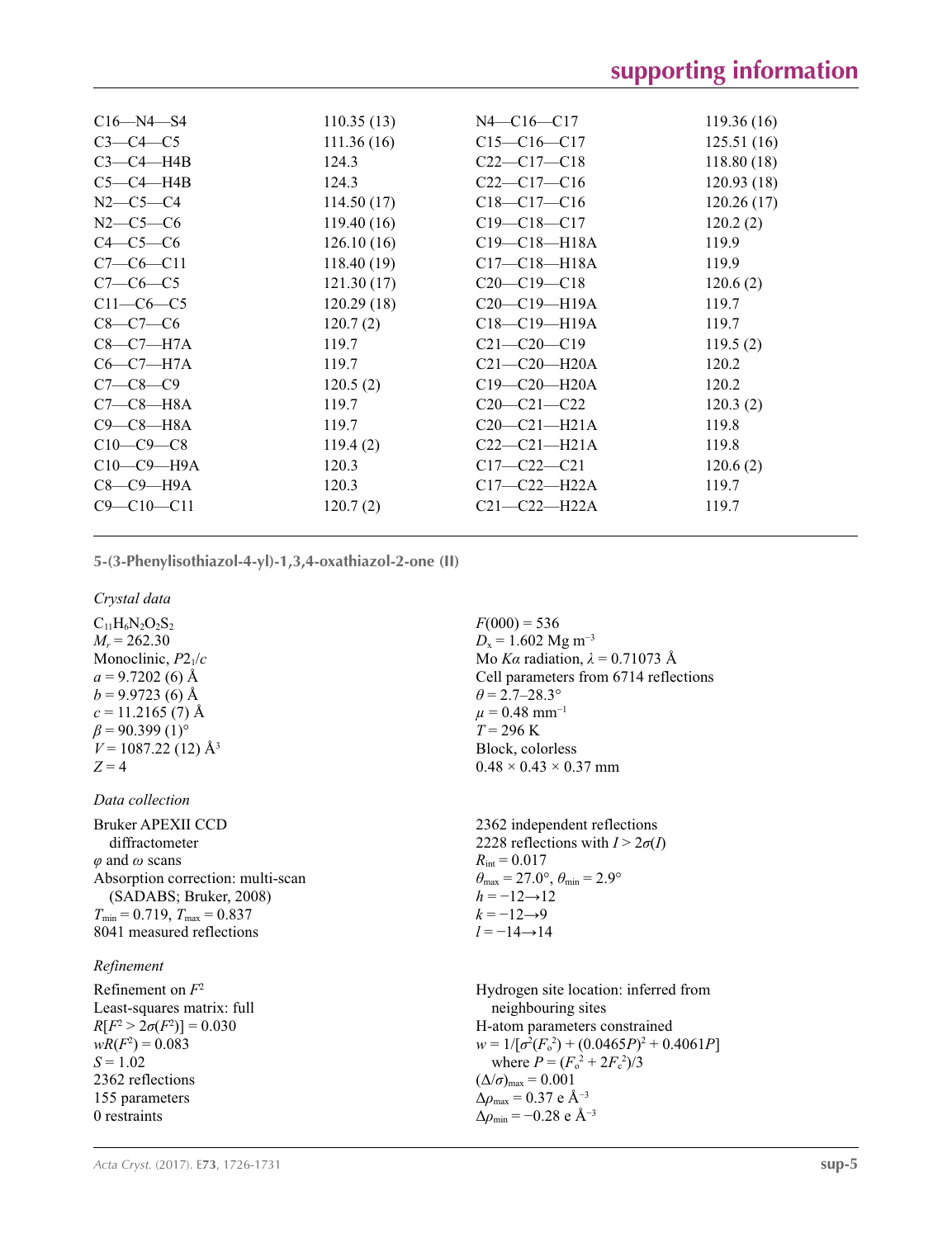| | | | |
|---|---|---|---|
| C16—N4—S4 | 110.35 (13) | N4—C16—C17 | 119.36 (16) |
| C3—C4—C5 | 111.36 (16) | C15—C16—C17 | 125.51 (16) |
| C3—C4—H4B | 124.3 | C22—C17—C18 | 118.80 (18) |
| C5—C4—H4B | 124.3 | C22—C17—C16 | 120.93 (18) |
| N2—C5—C4 | 114.50 (17) | C18—C17—C16 | 120.26 (17) |
| N2—C5—C6 | 119.40 (16) | C19—C18—C17 | 120.2 (2) |
| C4—C5—C6 | 126.10 (16) | C19—C18—H18A | 119.9 |
| C7—C6—C11 | 118.40 (19) | C17—C18—H18A | 119.9 |
| C7—C6—C5 | 121.30 (17) | C20—C19—C18 | 120.6 (2) |
| C11—C6—C5 | 120.29 (18) | C20—C19—H19A | 119.7 |
| C8—C7—C6 | 120.7 (2) | C18—C19—H19A | 119.7 |
| C8—C7—H7A | 119.7 | C21—C20—C19 | 119.5 (2) |
| C6—C7—H7A | 119.7 | C21—C20—H20A | 120.2 |
| C7—C8—C9 | 120.5 (2) | C19—C20—H20A | 120.2 |
| C7—C8—H8A | 119.7 | C20—C21—C22 | 120.3 (2) |
| C9—C8—H8A | 119.7 | C20—C21—H21A | 119.8 |
| C10—C9—C8 | 119.4 (2) | C22—C21—H21A | 119.8 |
| C10—C9—H9A | 120.3 | C17—C22—C21 | 120.6 (2) |
| C8—C9—H9A | 120.3 | C17—C22—H22A | 119.7 |
| C9—C10—C11 | 120.7 (2) | C21—C22—H22A | 119.7 |

**5-(3-Phenylisothiazol-4-yl)-1,3,4-oxathiazol-2-one (II)**

*Crystal data*

$C_{11}H_6N_2O_2S_2$
$M_r = 262.30$
Monoclinic, $P2_1/c$
$a = 9.7202$ (6) Å
$b = 9.9723$ (6) Å
$c = 11.2165$ (7) Å
$\beta = 90.399$ (1)°
$V = 1087.22$ (12) Å$^3$
$Z = 4$
$F(000) = 536$
$D_x = 1.602$ Mg m$^{-3}$
Mo $K\alpha$ radiation, $\lambda = 0.71073$ Å
Cell parameters from 6714 reflections
$\theta = 2.7$–$28.3°$
$\mu = 0.48$ mm$^{-1}$
$T = 296$ K
Block, colorless
0.48 × 0.43 × 0.37 mm

*Data collection*

Bruker APEXII CCD diffractometer
$\varphi$ and $\omega$ scans
Absorption correction: multi-scan (SADABS; Bruker, 2008)
$T_{min} = 0.719$, $T_{max} = 0.837$
8041 measured reflections
2362 independent reflections
2228 reflections with $I > 2\sigma(I)$
$R_{int} = 0.017$
$\theta_{max} = 27.0°$, $\theta_{min} = 2.9°$
$h = -12 \rightarrow 12$
$k = -12 \rightarrow 9$
$l = -14 \rightarrow 14$

*Refinement*

Refinement on $F^2$
Least-squares matrix: full
$R[F^2 > 2\sigma(F^2)] = 0.030$
$wR(F^2) = 0.083$
$S = 1.02$
2362 reflections
155 parameters
0 restraints
Hydrogen site location: inferred from neighbouring sites
H-atom parameters constrained
$w = 1/[\sigma^2(F_o^2) + (0.0465P)^2 + 0.4061P]$ where $P = (F_o^2 + 2F_c^2)/3$
$(\Delta/\sigma)_{max} = 0.001$
$\Delta\rho_{max} = 0.37$ e Å$^{-3}$
$\Delta\rho_{min} = -0.28$ e Å$^{-3}$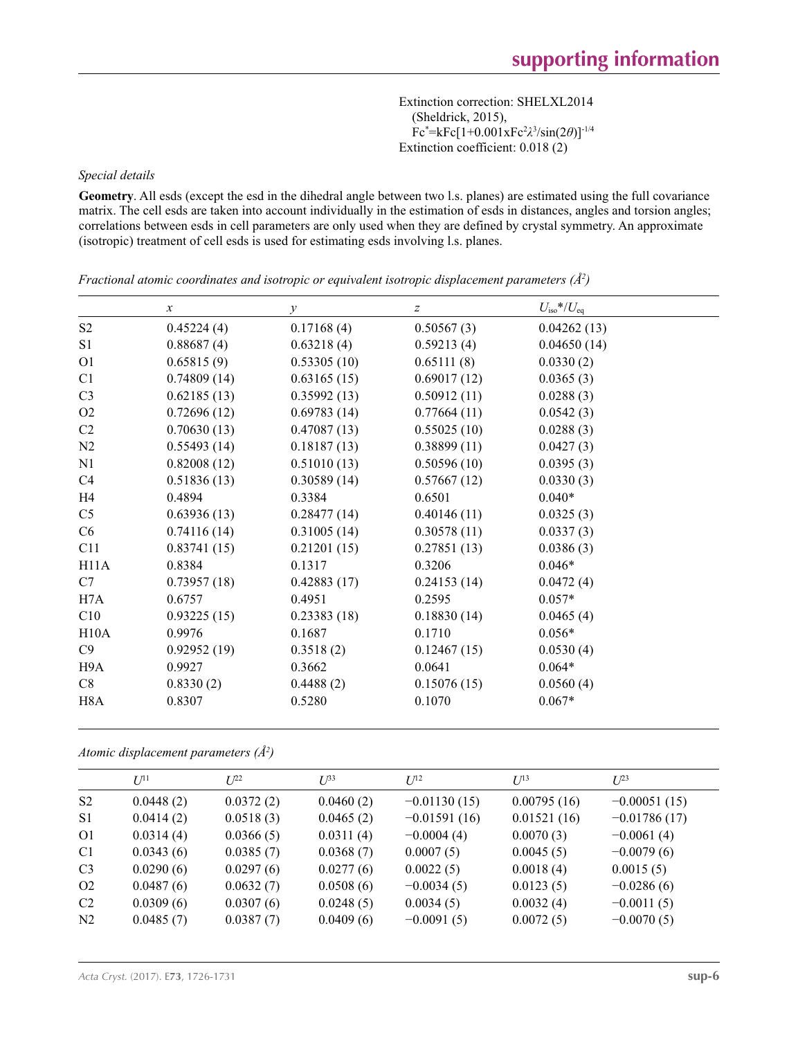Extinction correction: SHELXL2014 (Sheldrick, 2015), $Fc^*=kFc[1+0.001xFc^2\lambda^3/sin(2\theta)]^{-1/4}$
Extinction coefficient: 0.018 (2)

*Special details*

**Geometry**. All esds (except the esd in the dihedral angle between two l.s. planes) are estimated using the full covariance matrix. The cell esds are taken into account individually in the estimation of esds in distances, angles and torsion angles; correlations between esds in cell parameters are only used when they are defined by crystal symmetry. An approximate (isotropic) treatment of cell esds is used for estimating esds involving l.s. planes.

*Fractional atomic coordinates and isotropic or equivalent isotropic displacement parameters ($Å^2$)*

| | *x* | *y* | *z* | $U_{iso}$\*/$U_{eq}$ |
|---|---|---|---|---|
| S2 | 0.45224 (4) | 0.17168 (4) | 0.50567 (3) | 0.04262 (13) |
| S1 | 0.88687 (4) | 0.63218 (4) | 0.59213 (4) | 0.04650 (14) |
| O1 | 0.65815 (9) | 0.53305 (10) | 0.65111 (8) | 0.0330 (2) |
| C1 | 0.74809 (14) | 0.63165 (15) | 0.69017 (12) | 0.0365 (3) |
| C3 | 0.62185 (13) | 0.35992 (13) | 0.50912 (11) | 0.0288 (3) |
| O2 | 0.72696 (12) | 0.69783 (14) | 0.77664 (11) | 0.0542 (3) |
| C2 | 0.70630 (13) | 0.47087 (13) | 0.55025 (10) | 0.0288 (3) |
| N2 | 0.55493 (14) | 0.18187 (13) | 0.38899 (11) | 0.0427 (3) |
| N1 | 0.82008 (12) | 0.51010 (13) | 0.50596 (10) | 0.0395 (3) |
| C4 | 0.51836 (13) | 0.30589 (14) | 0.57667 (12) | 0.0330 (3) |
| H4 | 0.4894 | 0.3384 | 0.6501 | 0.040* |
| C5 | 0.63936 (13) | 0.28477 (14) | 0.40146 (11) | 0.0325 (3) |
| C6 | 0.74116 (14) | 0.31005 (14) | 0.30578 (11) | 0.0337 (3) |
| C11 | 0.83741 (15) | 0.21201 (15) | 0.27851 (13) | 0.0386 (3) |
| H11A | 0.8384 | 0.1317 | 0.3206 | 0.046* |
| C7 | 0.73957 (18) | 0.42883 (17) | 0.24153 (14) | 0.0472 (4) |
| H7A | 0.6757 | 0.4951 | 0.2595 | 0.057* |
| C10 | 0.93225 (15) | 0.23383 (18) | 0.18830 (14) | 0.0465 (4) |
| H10A | 0.9976 | 0.1687 | 0.1710 | 0.056* |
| C9 | 0.92952 (19) | 0.3518 (2) | 0.12467 (15) | 0.0530 (4) |
| H9A | 0.9927 | 0.3662 | 0.0641 | 0.064* |
| C8 | 0.8330 (2) | 0.4488 (2) | 0.15076 (15) | 0.0560 (4) |
| H8A | 0.8307 | 0.5280 | 0.1070 | 0.067* |

*Atomic displacement parameters ($Å^2$)*

| | $U^{11}$ | $U^{22}$ | $U^{33}$ | $U^{12}$ | $U^{13}$ | $U^{23}$ |
|---|---|---|---|---|---|---|
| S2 | 0.0448 (2) | 0.0372 (2) | 0.0460 (2) | −0.01130 (15) | 0.00795 (16) | −0.00051 (15) |
| S1 | 0.0414 (2) | 0.0518 (3) | 0.0465 (2) | −0.01591 (16) | 0.01521 (16) | −0.01786 (17) |
| O1 | 0.0314 (4) | 0.0366 (5) | 0.0311 (4) | −0.0004 (4) | 0.0070 (3) | −0.0061 (4) |
| C1 | 0.0343 (6) | 0.0385 (7) | 0.0368 (7) | 0.0007 (5) | 0.0045 (5) | −0.0079 (6) |
| C3 | 0.0290 (6) | 0.0297 (6) | 0.0277 (6) | 0.0022 (5) | 0.0018 (4) | 0.0015 (5) |
| O2 | 0.0487 (6) | 0.0632 (7) | 0.0508 (6) | −0.0034 (5) | 0.0123 (5) | −0.0286 (6) |
| C2 | 0.0309 (6) | 0.0307 (6) | 0.0248 (5) | 0.0034 (5) | 0.0032 (4) | −0.0011 (5) |
| N2 | 0.0485 (7) | 0.0387 (7) | 0.0409 (6) | −0.0091 (5) | 0.0072 (5) | −0.0070 (5) |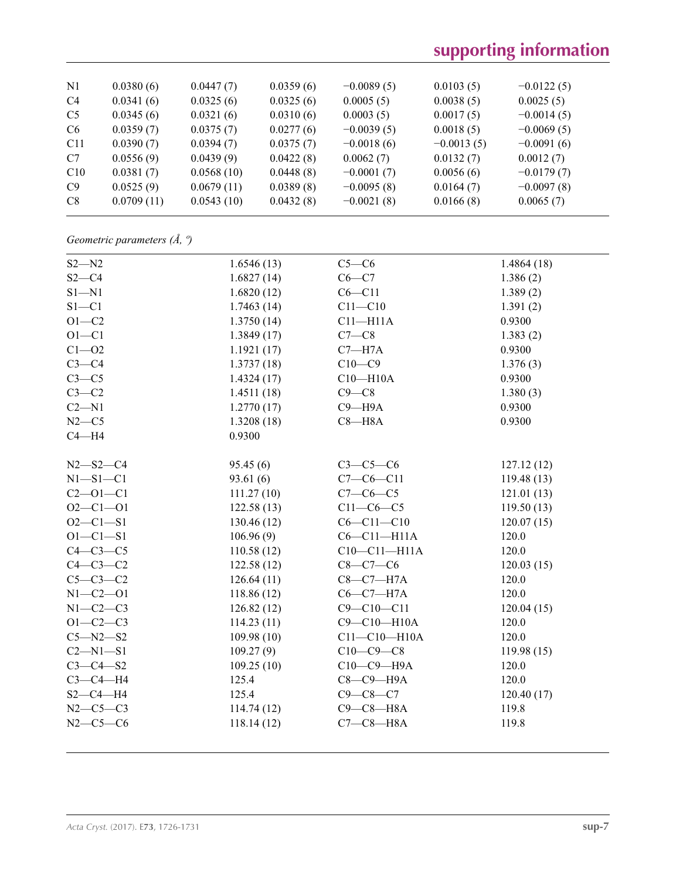| | | | | | | |
|---|---|---|---|---|---|---|
| N1 | 0.0380 (6) | 0.0447 (7) | 0.0359 (6) | −0.0089 (5) | 0.0103 (5) | −0.0122 (5) |
| C4 | 0.0341 (6) | 0.0325 (6) | 0.0325 (6) | 0.0005 (5) | 0.0038 (5) | 0.0025 (5) |
| C5 | 0.0345 (6) | 0.0321 (6) | 0.0310 (6) | 0.0003 (5) | 0.0017 (5) | −0.0014 (5) |
| C6 | 0.0359 (7) | 0.0375 (7) | 0.0277 (6) | −0.0039 (5) | 0.0018 (5) | −0.0069 (5) |
| C11 | 0.0390 (7) | 0.0394 (7) | 0.0375 (7) | −0.0018 (6) | −0.0013 (5) | −0.0091 (6) |
| C7 | 0.0556 (9) | 0.0439 (9) | 0.0422 (8) | 0.0062 (7) | 0.0132 (7) | 0.0012 (7) |
| C10 | 0.0381 (7) | 0.0568 (10) | 0.0448 (8) | −0.0001 (7) | 0.0056 (6) | −0.0179 (7) |
| C9 | 0.0525 (9) | 0.0679 (11) | 0.0389 (8) | −0.0095 (8) | 0.0164 (7) | −0.0097 (8) |
| C8 | 0.0709 (11) | 0.0543 (10) | 0.0432 (8) | −0.0021 (8) | 0.0166 (8) | 0.0065 (7) |

*Geometric parameters (Å, º)*

| | | | |
|---|---|---|---|
| S2—N2 | 1.6546 (13) | C5—C6 | 1.4864 (18) |
| S2—C4 | 1.6827 (14) | C6—C7 | 1.386 (2) |
| S1—N1 | 1.6820 (12) | C6—C11 | 1.389 (2) |
| S1—C1 | 1.7463 (14) | C11—C10 | 1.391 (2) |
| O1—C2 | 1.3750 (14) | C11—H11A | 0.9300 |
| O1—C1 | 1.3849 (17) | C7—C8 | 1.383 (2) |
| C1—O2 | 1.1921 (17) | C7—H7A | 0.9300 |
| C3—C4 | 1.3737 (18) | C10—C9 | 1.376 (3) |
| C3—C5 | 1.4324 (17) | C10—H10A | 0.9300 |
| C3—C2 | 1.4511 (18) | C9—C8 | 1.380 (3) |
| C2—N1 | 1.2770 (17) | C9—H9A | 0.9300 |
| N2—C5 | 1.3208 (18) | C8—H8A | 0.9300 |
| C4—H4 | 0.9300 | | |
| | | | |
| N2—S2—C4 | 95.45 (6) | C3—C5—C6 | 127.12 (12) |
| N1—S1—C1 | 93.61 (6) | C7—C6—C11 | 119.48 (13) |
| C2—O1—C1 | 111.27 (10) | C7—C6—C5 | 121.01 (13) |
| O2—C1—O1 | 122.58 (13) | C11—C6—C5 | 119.50 (13) |
| O2—C1—S1 | 130.46 (12) | C6—C11—C10 | 120.07 (15) |
| O1—C1—S1 | 106.96 (9) | C6—C11—H11A | 120.0 |
| C4—C3—C5 | 110.58 (12) | C10—C11—H11A | 120.0 |
| C4—C3—C2 | 122.58 (12) | C8—C7—C6 | 120.03 (15) |
| C5—C3—C2 | 126.64 (11) | C8—C7—H7A | 120.0 |
| N1—C2—O1 | 118.86 (12) | C6—C7—H7A | 120.0 |
| N1—C2—C3 | 126.82 (12) | C9—C10—C11 | 120.04 (15) |
| O1—C2—C3 | 114.23 (11) | C9—C10—H10A | 120.0 |
| C5—N2—S2 | 109.98 (10) | C11—C10—H10A | 120.0 |
| C2—N1—S1 | 109.27 (9) | C10—C9—C8 | 119.98 (15) |
| C3—C4—S2 | 109.25 (10) | C10—C9—H9A | 120.0 |
| C3—C4—H4 | 125.4 | C8—C9—H9A | 120.0 |
| S2—C4—H4 | 125.4 | C9—C8—C7 | 120.40 (17) |
| N2—C5—C3 | 114.74 (12) | C9—C8—H8A | 119.8 |
| N2—C5—C6 | 118.14 (12) | C7—C8—H8A | 119.8 |